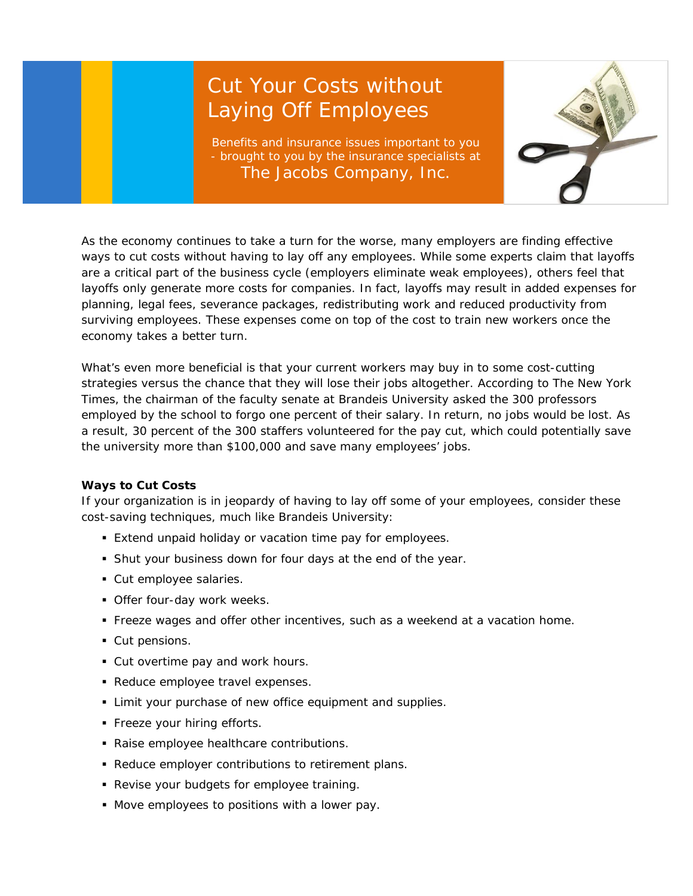# Cut Your Costs without Laying Off Employees

Benefits and insurance issues important to you - brought to you by the insurance specialists at

The Jacobs Company, Inc.

As the economy continues to take a turn for the worse, many employers are finding effective ways to cut costs without having to lay off any employees. While some experts claim that layoffs are a critical part of the business cycle (employers eliminate weak employees), others feel that layoffs only generate more costs for companies. In fact, layoffs may result in added expenses for planning, legal fees, severance packages, redistributing work and reduced productivity from surviving employees. These expenses come on top of the cost to train new workers once the economy takes a better turn.

What's even more beneficial is that your current workers may buy in to some cost-cutting strategies versus the chance that they will lose their jobs altogether. According to The New York Times, the chairman of the faculty senate at Brandeis University asked the 300 professors employed by the school to forgo one percent of their salary. In return, no jobs would be lost. As a result, 30 percent of the 300 staffers volunteered for the pay cut, which could potentially save the university more than $100,000 and save many employees' jobs.

**Ways to Cut Costs**

If your organization is in jeopardy of having to lay off some of your employees, consider these cost-saving techniques, much like Brandeis University:

- Extend unpaid holiday or vacation time pay for employees.
- Shut your business down for four days at the end of the year.
- Cut employee salaries.
- Offer four-day work weeks.
- Freeze wages and offer other incentives, such as a weekend at a vacation home.
- Cut pensions.
- Cut overtime pay and work hours.
- Reduce employee travel expenses.
- Limit your purchase of new office equipment and supplies.
- Freeze your hiring efforts.
- Raise employee healthcare contributions.
- Reduce employer contributions to retirement plans.
- Revise your budgets for employee training.
- Move employees to positions with a lower pay.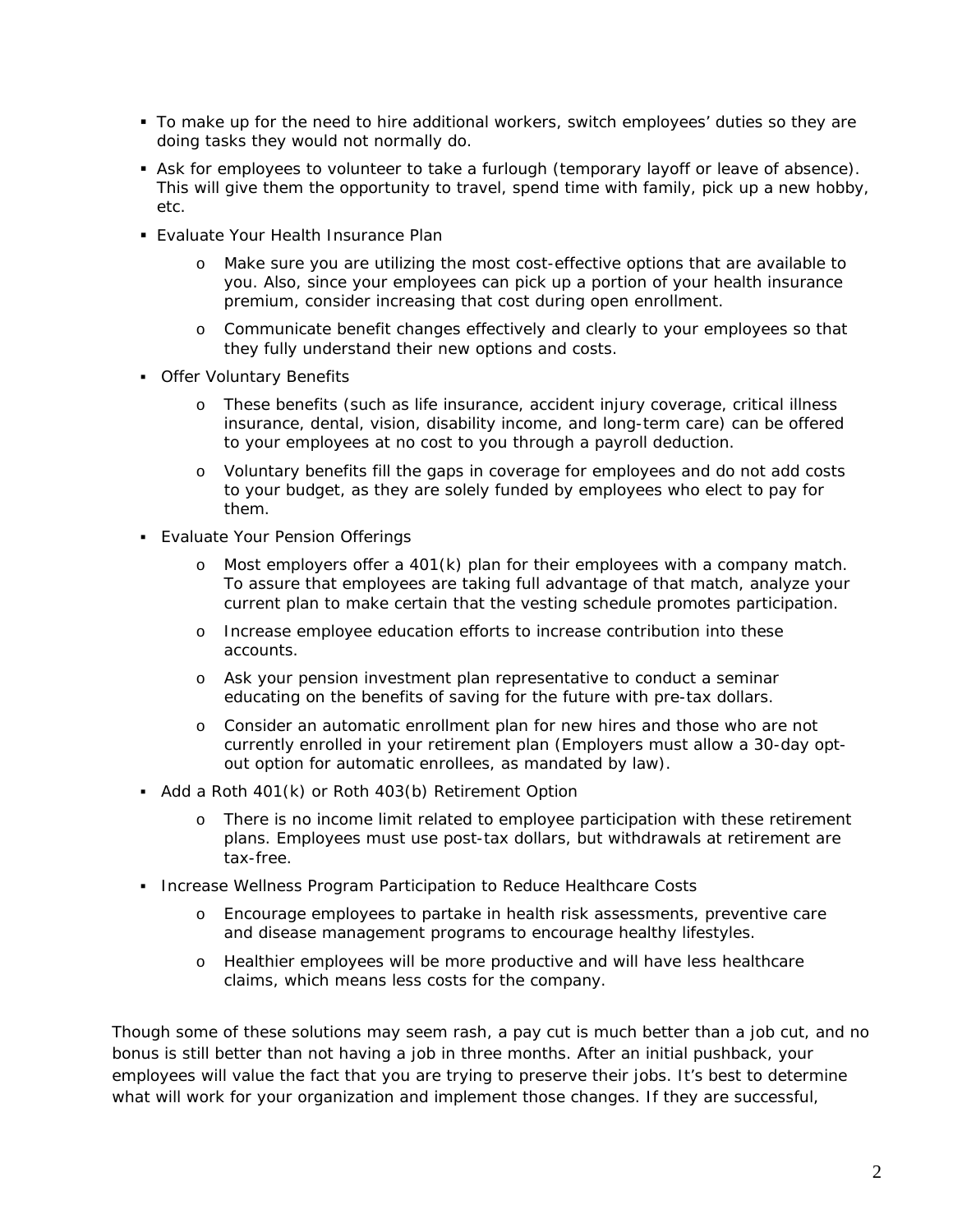- To make up for the need to hire additional workers, switch employees' duties so they are doing tasks they would not normally do.
- Ask for employees to volunteer to take a furlough (temporary layoff or leave of absence). This will give them the opportunity to travel, spend time with family, pick up a new hobby, etc.
- Evaluate Your Health Insurance Plan
  - Make sure you are utilizing the most cost-effective options that are available to you. Also, since your employees can pick up a portion of your health insurance premium, consider increasing that cost during open enrollment.
  - Communicate benefit changes effectively and clearly to your employees so that they fully understand their new options and costs.
- Offer Voluntary Benefits
  - These benefits (such as life insurance, accident injury coverage, critical illness insurance, dental, vision, disability income, and long-term care) can be offered to your employees at no cost to you through a payroll deduction.
  - Voluntary benefits fill the gaps in coverage for employees and do not add costs to your budget, as they are solely funded by employees who elect to pay for them.
- Evaluate Your Pension Offerings
  - Most employers offer a 401(k) plan for their employees with a company match. To assure that employees are taking full advantage of that match, analyze your current plan to make certain that the vesting schedule promotes participation.
  - Increase employee education efforts to increase contribution into these accounts.
  - Ask your pension investment plan representative to conduct a seminar educating on the benefits of saving for the future with pre-tax dollars.
  - Consider an automatic enrollment plan for new hires and those who are not currently enrolled in your retirement plan (Employers must allow a 30-day opt-out option for automatic enrollees, as mandated by law).
- Add a Roth 401(k) or Roth 403(b) Retirement Option
  - There is no income limit related to employee participation with these retirement plans. Employees must use post-tax dollars, but withdrawals at retirement are tax-free.
- Increase Wellness Program Participation to Reduce Healthcare Costs
  - Encourage employees to partake in health risk assessments, preventive care and disease management programs to encourage healthy lifestyles.
  - Healthier employees will be more productive and will have less healthcare claims, which means less costs for the company.

Though some of these solutions may seem rash, a pay cut is much better than a job cut, and no bonus is still better than not having a job in three months. After an initial pushback, your employees will value the fact that you are trying to preserve their jobs. It's best to determine what will work for your organization and implement those changes. If they are successful,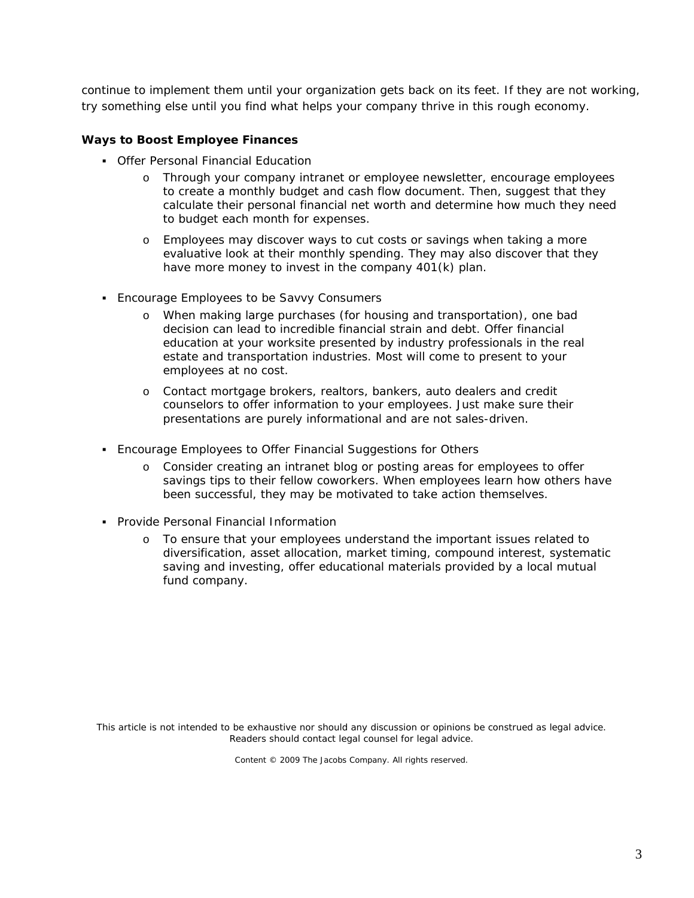continue to implement them until your organization gets back on its feet. If they are not working, try something else until you find what helps your company thrive in this rough economy.

**Ways to Boost Employee Finances**

- Offer Personal Financial Education
  - Through your company intranet or employee newsletter, encourage employees to create a monthly budget and cash flow document. Then, suggest that they calculate their personal financial net worth and determine how much they need to budget each month for expenses.
  - Employees may discover ways to cut costs or savings when taking a more evaluative look at their monthly spending. They may also discover that they have more money to invest in the company 401(k) plan.

- Encourage Employees to be Savvy Consumers
  - When making large purchases (for housing and transportation), one bad decision can lead to incredible financial strain and debt. Offer financial education at your worksite presented by industry professionals in the real estate and transportation industries. Most will come to present to your employees at no cost.
  - Contact mortgage brokers, realtors, bankers, auto dealers and credit counselors to offer information to your employees. Just make sure their presentations are purely informational and are not sales-driven.

- Encourage Employees to Offer Financial Suggestions for Others
  - Consider creating an intranet blog or posting areas for employees to offer savings tips to their fellow coworkers. When employees learn how others have been successful, they may be motivated to take action themselves.

- Provide Personal Financial Information
  - To ensure that your employees understand the important issues related to diversification, asset allocation, market timing, compound interest, systematic saving and investing, offer educational materials provided by a local mutual fund company.

This article is not intended to be exhaustive nor should any discussion or opinions be construed as legal advice. Readers should contact legal counsel for legal advice.

Content © 2009 The Jacobs Company. All rights reserved.